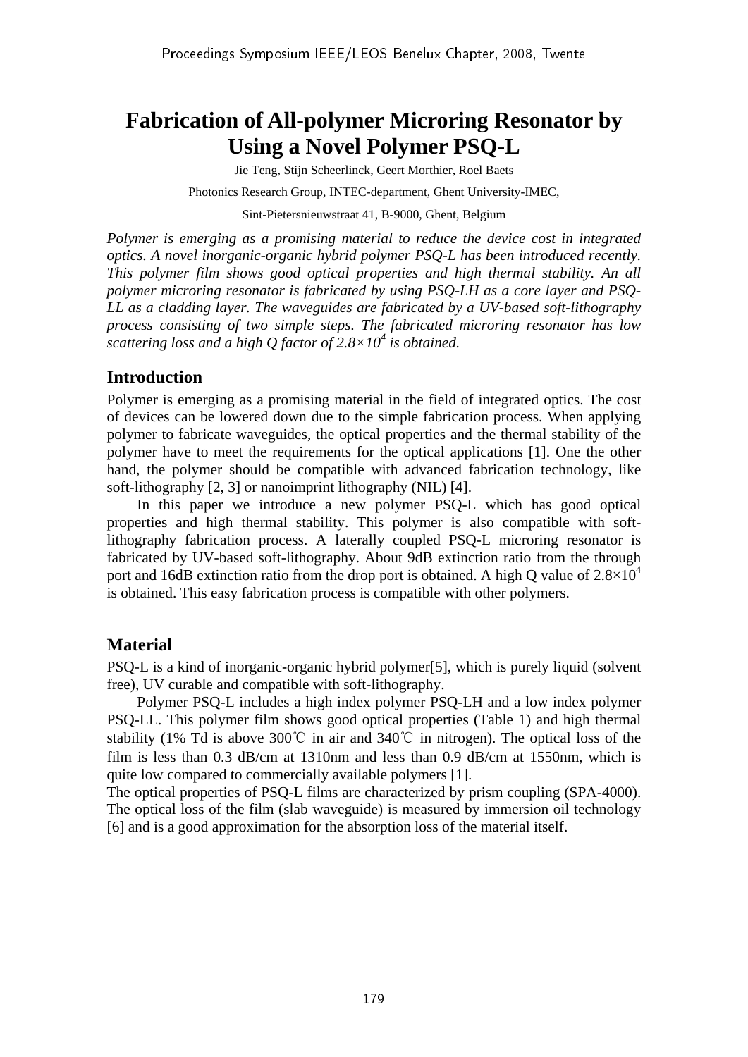# Fabrication of All-polymer Microring Resonator by Using a Novel Polymer PSQ-L

Jie Teng, Stijn Scheerlinck, Geert Morthier, Roel Baets

Photonics Research Group, INTEC-department, Ghent University-IMEC,

Sint-Pietersnieuwstraat 41, B-9000, Ghent, Belgium

*Polymer is emerging as a promising material to reduce the device cost in integrated optics. A novel inorganic-organic hybrid polymer PSQ-L has been introduced recently. This polymer film shows good optical properties and high thermal stability. An all polymer microring resonator is fabricated by using PSQ-LH as a core layer and PSQ-LL as a cladding layer. The waveguides are fabricated by a UV-based soft-lithography process consisting of two simple steps. The fabricated microring resonator has low scattering loss and a high Q factor of $2.8\times10^4$ is obtained.*

## Introduction

Polymer is emerging as a promising material in the field of integrated optics. The cost of devices can be lowered down due to the simple fabrication process. When applying polymer to fabricate waveguides, the optical properties and the thermal stability of the polymer have to meet the requirements for the optical applications [1]. One the other hand, the polymer should be compatible with advanced fabrication technology, like soft-lithography [2, 3] or nanoimprint lithography (NIL) [4].

In this paper we introduce a new polymer PSQ-L which has good optical properties and high thermal stability. This polymer is also compatible with soft-lithography fabrication process. A laterally coupled PSQ-L microring resonator is fabricated by UV-based soft-lithography. About 9dB extinction ratio from the through port and 16dB extinction ratio from the drop port is obtained. A high Q value of $2.8\times10^4$ is obtained. This easy fabrication process is compatible with other polymers.

## Material

PSQ-L is a kind of inorganic-organic hybrid polymer[5], which is purely liquid (solvent free), UV curable and compatible with soft-lithography.

Polymer PSQ-L includes a high index polymer PSQ-LH and a low index polymer PSQ-LL. This polymer film shows good optical properties (Table 1) and high thermal stability (1% Td is above 300℃ in air and 340℃ in nitrogen). The optical loss of the film is less than 0.3 dB/cm at 1310nm and less than 0.9 dB/cm at 1550nm, which is quite low compared to commercially available polymers [1].

The optical properties of PSQ-L films are characterized by prism coupling (SPA-4000). The optical loss of the film (slab waveguide) is measured by immersion oil technology [6] and is a good approximation for the absorption loss of the material itself.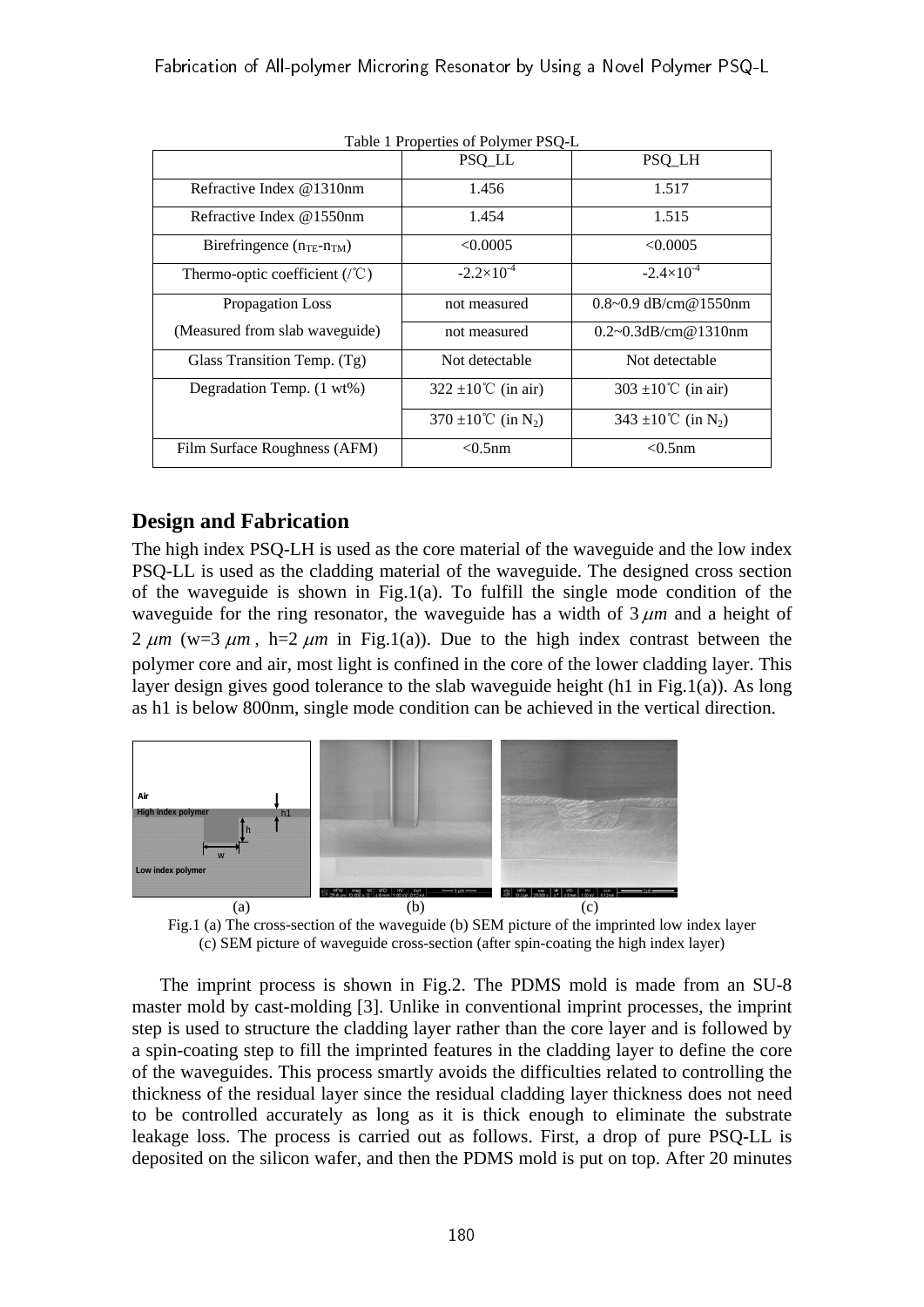Table 1 Properties of Polymer PSQ-L

| | PSQ_LL | PSQ_LH |
|---|---|---|
| Refractive Index @1310nm | 1.456 | 1.517 |
| Refractive Index @1550nm | 1.454 | 1.515 |
| Birefringence ($n_{TE}$-$n_{TM}$) | <0.0005 | <0.0005 |
| Thermo-optic coefficient (/℃) | $-2.2\times10^{-4}$ | $-2.4\times10^{-4}$ |
| Propagation Loss | not measured | 0.8~0.9 dB/cm@1550nm |
| (Measured from slab waveguide) | not measured | 0.2~0.3dB/cm@1310nm |
| Glass Transition Temp. (Tg) | Not detectable | Not detectable |
| Degradation Temp. (1 wt%) | 322 ±10℃ (in air) | 303 ±10℃ (in air) |
| | 370 ±10℃ (in $N_2$) | 343 ±10℃ (in $N_2$) |
| Film Surface Roughness (AFM) | <0.5nm | <0.5nm |

## Design and Fabrication

The high index PSQ-LH is used as the core material of the waveguide and the low index PSQ-LL is used as the cladding material of the waveguide. The designed cross section of the waveguide is shown in Fig.1(a). To fulfill the single mode condition of the waveguide for the ring resonator, the waveguide has a width of 3 $\mu m$ and a height of 2 $\mu m$ (w=3 $\mu m$ , h=2 $\mu m$ in Fig.1(a)). Due to the high index contrast between the polymer core and air, most light is confined in the core of the lower cladding layer. This layer design gives good tolerance to the slab waveguide height (h1 in Fig.1(a)). As long as h1 is below 800nm, single mode condition can be achieved in the vertical direction.

(a) (b) (c)

Fig.1 (a) The cross-section of the waveguide (b) SEM picture of the imprinted low index layer (c) SEM picture of waveguide cross-section (after spin-coating the high index layer)

The imprint process is shown in Fig.2. The PDMS mold is made from an SU-8 master mold by cast-molding [3]. Unlike in conventional imprint processes, the imprint step is used to structure the cladding layer rather than the core layer and is followed by a spin-coating step to fill the imprinted features in the cladding layer to define the core of the waveguides. This process smartly avoids the difficulties related to controlling the thickness of the residual layer since the residual cladding layer thickness does not need to be controlled accurately as long as it is thick enough to eliminate the substrate leakage loss. The process is carried out as follows. First, a drop of pure PSQ-LL is deposited on the silicon wafer, and then the PDMS mold is put on top. After 20 minutes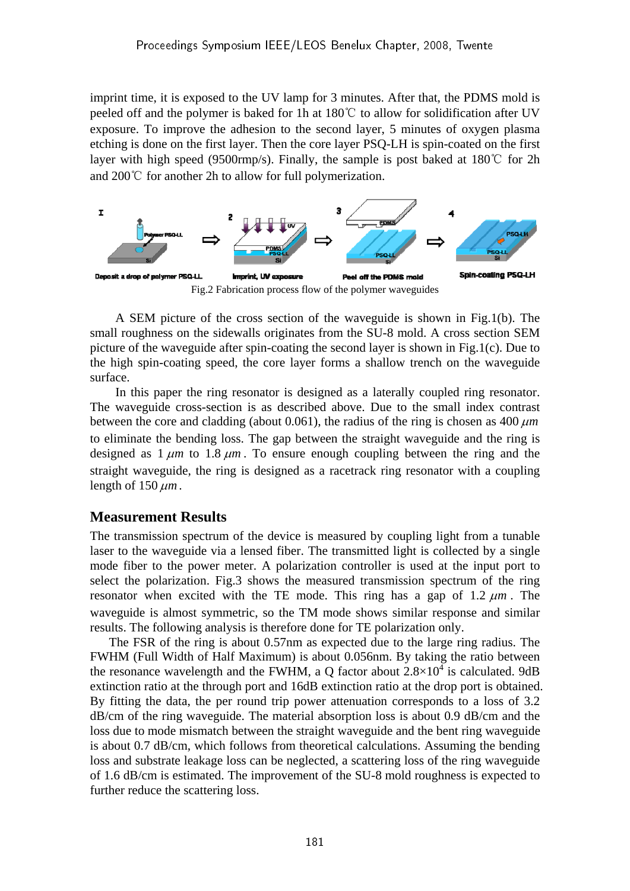imprint time, it is exposed to the UV lamp for 3 minutes. After that, the PDMS mold is peeled off and the polymer is baked for 1h at 180℃ to allow for solidification after UV exposure. To improve the adhesion to the second layer, 5 minutes of oxygen plasma etching is done on the first layer. Then the core layer PSQ-LH is spin-coated on the first layer with high speed (9500rmp/s). Finally, the sample is post baked at 180℃ for 2h and 200℃ for another 2h to allow for full polymerization.

Fig.2 Fabrication process flow of the polymer waveguides

A SEM picture of the cross section of the waveguide is shown in Fig.1(b). The small roughness on the sidewalls originates from the SU-8 mold. A cross section SEM picture of the waveguide after spin-coating the second layer is shown in Fig.1(c). Due to the high spin-coating speed, the core layer forms a shallow trench on the waveguide surface.

In this paper the ring resonator is designed as a laterally coupled ring resonator. The waveguide cross-section is as described above. Due to the small index contrast between the core and cladding (about 0.061), the radius of the ring is chosen as 400 $\mu m$ to eliminate the bending loss. The gap between the straight waveguide and the ring is designed as 1 $\mu m$ to 1.8 $\mu m$. To ensure enough coupling between the ring and the straight waveguide, the ring is designed as a racetrack ring resonator with a coupling length of 150 $\mu m$.

## Measurement Results

The transmission spectrum of the device is measured by coupling light from a tunable laser to the waveguide via a lensed fiber. The transmitted light is collected by a single mode fiber to the power meter. A polarization controller is used at the input port to select the polarization. Fig.3 shows the measured transmission spectrum of the ring resonator when excited with the TE mode. This ring has a gap of 1.2 $\mu m$. The waveguide is almost symmetric, so the TM mode shows similar response and similar results. The following analysis is therefore done for TE polarization only.

The FSR of the ring is about 0.57nm as expected due to the large ring radius. The FWHM (Full Width of Half Maximum) is about 0.056nm. By taking the ratio between the resonance wavelength and the FWHM, a Q factor about $2.8\times10^4$ is calculated. 9dB extinction ratio at the through port and 16dB extinction ratio at the drop port is obtained. By fitting the data, the per round trip power attenuation corresponds to a loss of 3.2 dB/cm of the ring waveguide. The material absorption loss is about 0.9 dB/cm and the loss due to mode mismatch between the straight waveguide and the bent ring waveguide is about 0.7 dB/cm, which follows from theoretical calculations. Assuming the bending loss and substrate leakage loss can be neglected, a scattering loss of the ring waveguide of 1.6 dB/cm is estimated. The improvement of the SU-8 mold roughness is expected to further reduce the scattering loss.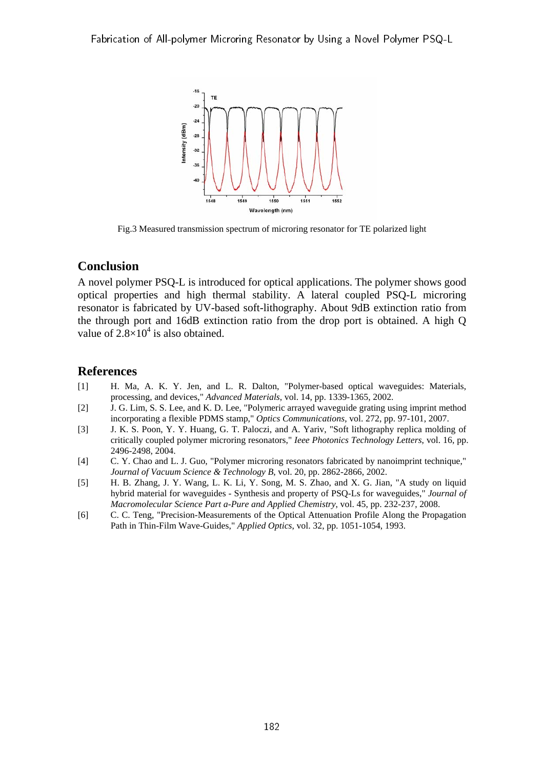TE

-16
-20
-24
-28
-32
-36
-40

Intensity (dBm)

1548
1549
1550
1551
1552

Wavelength (nm)

Fig.3 Measured transmission spectrum of microring resonator for TE polarized light

## Conclusion

A novel polymer PSQ-L is introduced for optical applications. The polymer shows good optical properties and high thermal stability. A lateral coupled PSQ-L microring resonator is fabricated by UV-based soft-lithography. About 9dB extinction ratio from the through port and 16dB extinction ratio from the drop port is obtained. A high Q value of $2.8\times10^4$ is also obtained.

## References

[1] H. Ma, A. K. Y. Jen, and L. R. Dalton, "Polymer-based optical waveguides: Materials, processing, and devices," *Advanced Materials*, vol. 14, pp. 1339-1365, 2002.

[2] J. G. Lim, S. S. Lee, and K. D. Lee, "Polymeric arrayed waveguide grating using imprint method incorporating a flexible PDMS stamp," *Optics Communications*, vol. 272, pp. 97-101, 2007.

[3] J. K. S. Poon, Y. Y. Huang, G. T. Paloczi, and A. Yariv, "Soft lithography replica molding of critically coupled polymer microring resonators," *Ieee Photonics Technology Letters*, vol. 16, pp. 2496-2498, 2004.

[4] C. Y. Chao and L. J. Guo, "Polymer microring resonators fabricated by nanoimprint technique," *Journal of Vacuum Science & Technology B*, vol. 20, pp. 2862-2866, 2002.

[5] H. B. Zhang, J. Y. Wang, L. K. Li, Y. Song, M. S. Zhao, and X. G. Jian, "A study on liquid hybrid material for waveguides - Synthesis and property of PSQ-Ls for waveguides," *Journal of Macromolecular Science Part a-Pure and Applied Chemistry*, vol. 45, pp. 232-237, 2008.

[6] C. C. Teng, "Precision-Measurements of the Optical Attenuation Profile Along the Propagation Path in Thin-Film Wave-Guides," *Applied Optics*, vol. 32, pp. 1051-1054, 1993.